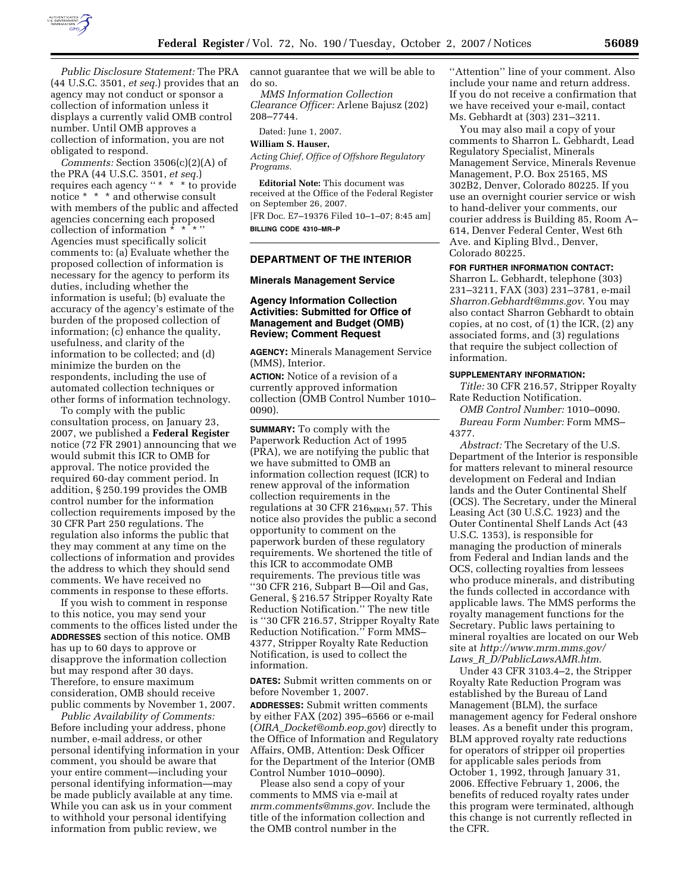*Public Disclosure Statement:* The PRA (44 U.S.C. 3501, *et seq.*) provides that an agency may not conduct or sponsor a collection of information unless it displays a currently valid OMB control number. Until OMB approves a collection of information, you are not obligated to respond.

*Comments:* Section 3506(c)(2)(A) of the PRA (44 U.S.C. 3501, *et seq.*) requires each agency '' * * * to provide notice * * * and otherwise consult with members of the public and affected agencies concerning each proposed collection of information * * * '' Agencies must specifically solicit comments to: (a) Evaluate whether the proposed collection of information is necessary for the agency to perform its duties, including whether the information is useful; (b) evaluate the accuracy of the agency's estimate of the burden of the proposed collection of information; (c) enhance the quality, usefulness, and clarity of the information to be collected; and (d) minimize the burden on the respondents, including the use of automated collection techniques or other forms of information technology.

To comply with the public consultation process, on January 23, 2007, we published a **Federal Register** notice (72 FR 2901) announcing that we would submit this ICR to OMB for approval. The notice provided the required 60-day comment period. In addition, § 250.199 provides the OMB control number for the information collection requirements imposed by the 30 CFR Part 250 regulations. The regulation also informs the public that they may comment at any time on the collections of information and provides the address to which they should send comments. We have received no comments in response to these efforts.

If you wish to comment in response to this notice, you may send your comments to the offices listed under the **ADDRESSES** section of this notice. OMB has up to 60 days to approve or disapprove the information collection but may respond after 30 days. Therefore, to ensure maximum consideration, OMB should receive public comments by November 1, 2007.

*Public Availability of Comments:* Before including your address, phone number, e-mail address, or other personal identifying information in your comment, you should be aware that your entire comment—including your personal identifying information—may be made publicly available at any time. While you can ask us in your comment to withhold your personal identifying information from public review, we cannot guarantee that we will be able to do so.

*MMS Information Collection Clearance Officer:* Arlene Bajusz (202) 208–7744.

Dated: June 1, 2007.

**William S. Hauser,**

*Acting Chief, Office of Offshore Regulatory Programs.*

**Editorial Note:** This document was received at the Office of the Federal Register on September 26, 2007.

[FR Doc. E7–19376 Filed 10–1–07; 8:45 am]

**BILLING CODE 4310–MR–P**

## DEPARTMENT OF THE INTERIOR

### Minerals Management Service

### Agency Information Collection Activities: Submitted for Office of Management and Budget (OMB) Review; Comment Request

**AGENCY:** Minerals Management Service (MMS), Interior.

**ACTION:** Notice of a revision of a currently approved information collection (OMB Control Number 1010–0090).

**SUMMARY:** To comply with the Paperwork Reduction Act of 1995 (PRA), we are notifying the public that we have submitted to OMB an information collection request (ICR) to renew approval of the information collection requirements in the regulations at 30 CFR $216_{MRM1}$.57. This notice also provides the public a second opportunity to comment on the paperwork burden of these regulatory requirements. We shortened the title of this ICR to accommodate OMB requirements. The previous title was ''30 CFR 216, Subpart B—Oil and Gas, General, § 216.57 Stripper Royalty Rate Reduction Notification.'' The new title is ''30 CFR 216.57, Stripper Royalty Rate Reduction Notification.'' Form MMS–4377, Stripper Royalty Rate Reduction Notification, is used to collect the information.

**DATES:** Submit written comments on or before November 1, 2007.

**ADDRESSES:** Submit written comments by either FAX (202) 395–6566 or e-mail (*OIRA_Docket@omb.eop.gov*) directly to the Office of Information and Regulatory Affairs, OMB, Attention: Desk Officer for the Department of the Interior (OMB Control Number 1010–0090).

Please also send a copy of your comments to MMS via e-mail at *mrm.comments@mms.gov*. Include the title of the information collection and the OMB control number in the ''Attention'' line of your comment. Also include your name and return address. If you do not receive a confirmation that we have received your e-mail, contact Ms. Gebhardt at (303) 231–3211.

You may also mail a copy of your comments to Sharron L. Gebhardt, Lead Regulatory Specialist, Minerals Management Service, Minerals Revenue Management, P.O. Box 25165, MS 302B2, Denver, Colorado 80225. If you use an overnight courier service or wish to hand-deliver your comments, our courier address is Building 85, Room A–614, Denver Federal Center, West 6th Ave. and Kipling Blvd., Denver, Colorado 80225.

**FOR FURTHER INFORMATION CONTACT:** Sharron L. Gebhardt, telephone (303) 231–3211, FAX (303) 231–3781, e-mail *Sharron.Gebhardt@mms.gov*. You may also contact Sharron Gebhardt to obtain copies, at no cost, of (1) the ICR, (2) any associated forms, and (3) regulations that require the subject collection of information.

**SUPPLEMENTARY INFORMATION:**

*Title:* 30 CFR 216.57, Stripper Royalty Rate Reduction Notification.

*OMB Control Number:* 1010–0090.

*Bureau Form Number:* Form MMS–4377.

*Abstract:* The Secretary of the U.S. Department of the Interior is responsible for matters relevant to mineral resource development on Federal and Indian lands and the Outer Continental Shelf (OCS). The Secretary, under the Mineral Leasing Act (30 U.S.C. 1923) and the Outer Continental Shelf Lands Act (43 U.S.C. 1353), is responsible for managing the production of minerals from Federal and Indian lands and the OCS, collecting royalties from lessees who produce minerals, and distributing the funds collected in accordance with applicable laws. The MMS performs the royalty management functions for the Secretary. Public laws pertaining to mineral royalties are located on our Web site at *http://www.mrm.mms.gov/Laws_R_D/PublicLawsAMR.htm*.

Under 43 CFR 3103.4–2, the Stripper Royalty Rate Reduction Program was established by the Bureau of Land Management (BLM), the surface management agency for Federal onshore leases. As a benefit under this program, BLM approved royalty rate reductions for operators of stripper oil properties for applicable sales periods from October 1, 1992, through January 31, 2006. Effective February 1, 2006, the benefits of reduced royalty rates under this program were terminated, although this change is not currently reflected in the CFR.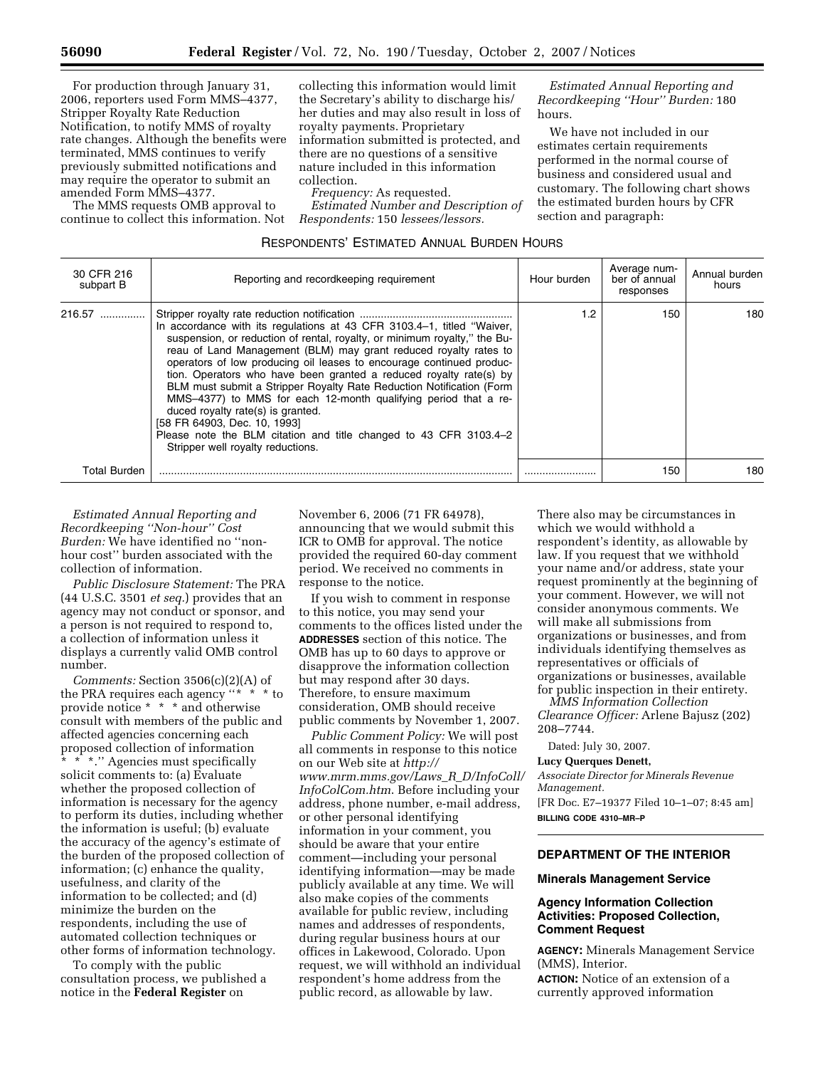For production through January 31, 2006, reporters used Form MMS–4377, Stripper Royalty Rate Reduction Notification, to notify MMS of royalty rate changes. Although the benefits were terminated, MMS continues to verify previously submitted notifications and may require the operator to submit an amended Form MMS–4377.

The MMS requests OMB approval to continue to collect this information. Not collecting this information would limit the Secretary's ability to discharge his/her duties and may also result in loss of royalty payments. Proprietary information submitted is protected, and there are no questions of a sensitive nature included in this information collection.

*Frequency:* As requested.

*Estimated Number and Description of Respondents:* 150 *lessees/lessors.*

*Estimated Annual Reporting and Recordkeeping "Hour" Burden:* 180 hours.

We have not included in our estimates certain requirements performed in the normal course of business and considered usual and customary. The following chart shows the estimated burden hours by CFR section and paragraph:

RESPONDENTS' ESTIMATED ANNUAL BURDEN HOURS

| 30 CFR 216 subpart B | Reporting and recordkeeping requirement | Hour burden | Average number of annual responses | Annual burden hours |
|---|---|---|---|---|
| 216.57 | Stripper royalty rate reduction notification. In accordance with its regulations at 43 CFR 3103.4–1, titled "Waiver, suspension, or reduction of rental, royalty, or minimum royalty," the Bureau of Land Management (BLM) may grant reduced royalty rates to operators of low producing oil leases to encourage continued production. Operators who have been granted a reduced royalty rate(s) by BLM must submit a Stripper Royalty Rate Reduction Notification (Form MMS–4377) to MMS for each 12-month qualifying period that a reduced royalty rate(s) is granted. [58 FR 64903, Dec. 10, 1993] Please note the BLM citation and title changed to 43 CFR 3103.4–2 Stripper well royalty reductions. | 1.2 | 150 | 180 |
| Total Burden | | | 150 | 180 |

*Estimated Annual Reporting and Recordkeeping "Non-hour" Cost Burden:* We have identified no "non-hour cost" burden associated with the collection of information.

*Public Disclosure Statement:* The PRA (44 U.S.C. 3501 *et seq.*) provides that an agency may not conduct or sponsor, and a person is not required to respond to, a collection of information unless it displays a currently valid OMB control number.

*Comments:* Section 3506(c)(2)(A) of the PRA requires each agency "* * * to provide notice * * * and otherwise consult with members of the public and affected agencies concerning each proposed collection of information * * *." Agencies must specifically solicit comments to: (a) Evaluate whether the proposed collection of information is necessary for the agency to perform its duties, including whether the information is useful; (b) evaluate the accuracy of the agency's estimate of the burden of the proposed collection of information; (c) enhance the quality, usefulness, and clarity of the information to be collected; and (d) minimize the burden on the respondents, including the use of automated collection techniques or other forms of information technology.

To comply with the public consultation process, we published a notice in the **Federal Register** on November 6, 2006 (71 FR 64978), announcing that we would submit this ICR to OMB for approval. The notice provided the required 60-day comment period. We received no comments in response to the notice.

If you wish to comment in response to this notice, you may send your comments to the offices listed under the **ADDRESSES** section of this notice. The OMB has up to 60 days to approve or disapprove the information collection but may respond after 30 days. Therefore, to ensure maximum consideration, OMB should receive public comments by November 1, 2007.

*Public Comment Policy:* We will post all comments in response to this notice on our Web site at *http://www.mrm.mms.gov/Laws_R_D/InfoColl/InfoColCom.htm*. Before including your address, phone number, e-mail address, or other personal identifying information in your comment, you should be aware that your entire comment—including your personal identifying information—may be made publicly available at any time. We will also make copies of the comments available for public review, including names and addresses of respondents, during regular business hours at our offices in Lakewood, Colorado. Upon request, we will withhold an individual respondent's home address from the public record, as allowable by law. There also may be circumstances in which we would withhold a respondent's identity, as allowable by law. If you request that we withhold your name and/or address, state your request prominently at the beginning of your comment. However, we will not consider anonymous comments. We will make all submissions from organizations or businesses, and from individuals identifying themselves as representatives or officials of organizations or businesses, available for public inspection in their entirety.

*MMS Information Collection Clearance Officer:* Arlene Bajusz (202) 208–7744.

Dated: July 30, 2007.

**Lucy Querques Denett,**

*Associate Director for Minerals Revenue Management.*

[FR Doc. E7–19377 Filed 10–1–07; 8:45 am]

**BILLING CODE 4310–MR–P**

## DEPARTMENT OF THE INTERIOR

### Minerals Management Service

### Agency Information Collection Activities: Proposed Collection, Comment Request

**AGENCY:** Minerals Management Service (MMS), Interior.

**ACTION:** Notice of an extension of a currently approved information